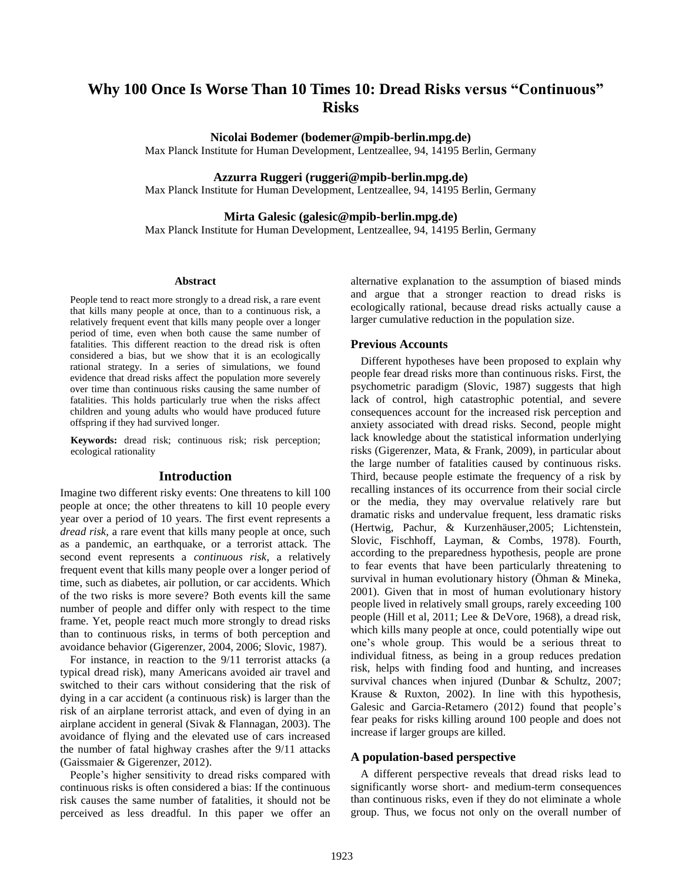# Why 100 Once Is Worse Than 10 Times 10: Dread Risks versus "Continuous" Risks

**Nicolai Bodemer (bodemer@mpib-berlin.mpg.de)**
Max Planck Institute for Human Development, Lentzeallee, 94, 14195 Berlin, Germany

**Azzurra Ruggeri (ruggeri@mpib-berlin.mpg.de)**
Max Planck Institute for Human Development, Lentzeallee, 94, 14195 Berlin, Germany

**Mirta Galesic (galesic@mpib-berlin.mpg.de)**
Max Planck Institute for Human Development, Lentzeallee, 94, 14195 Berlin, Germany

### Abstract

People tend to react more strongly to a dread risk, a rare event that kills many people at once, than to a continuous risk, a relatively frequent event that kills many people over a longer period of time, even when both cause the same number of fatalities. This different reaction to the dread risk is often considered a bias, but we show that it is an ecologically rational strategy. In a series of simulations, we found evidence that dread risks affect the population more severely over time than continuous risks causing the same number of fatalities. This holds particularly true when the risks affect children and young adults who would have produced future offspring if they had survived longer.

**Keywords:** dread risk; continuous risk; risk perception; ecological rationality

## Introduction

Imagine two different risky events: One threatens to kill 100 people at once; the other threatens to kill 10 people every year over a period of 10 years. The first event represents a *dread risk*, a rare event that kills many people at once, such as a pandemic, an earthquake, or a terrorist attack. The second event represents a *continuous risk*, a relatively frequent event that kills many people over a longer period of time, such as diabetes, air pollution, or car accidents. Which of the two risks is more severe? Both events kill the same number of people and differ only with respect to the time frame. Yet, people react much more strongly to dread risks than to continuous risks, in terms of both perception and avoidance behavior (Gigerenzer, 2004, 2006; Slovic, 1987).

For instance, in reaction to the 9/11 terrorist attacks (a typical dread risk), many Americans avoided air travel and switched to their cars without considering that the risk of dying in a car accident (a continuous risk) is larger than the risk of an airplane terrorist attack, and even of dying in an airplane accident in general (Sivak & Flannagan, 2003). The avoidance of flying and the elevated use of cars increased the number of fatal highway crashes after the 9/11 attacks (Gaissmaier & Gigerenzer, 2012).

People's higher sensitivity to dread risks compared with continuous risks is often considered a bias: If the continuous risk causes the same number of fatalities, it should not be perceived as less dreadful. In this paper we offer an alternative explanation to the assumption of biased minds and argue that a stronger reaction to dread risks is ecologically rational, because dread risks actually cause a larger cumulative reduction in the population size.

### Previous Accounts

Different hypotheses have been proposed to explain why people fear dread risks more than continuous risks. First, the psychometric paradigm (Slovic, 1987) suggests that high lack of control, high catastrophic potential, and severe consequences account for the increased risk perception and anxiety associated with dread risks. Second, people might lack knowledge about the statistical information underlying risks (Gigerenzer, Mata, & Frank, 2009), in particular about the large number of fatalities caused by continuous risks. Third, because people estimate the frequency of a risk by recalling instances of its occurrence from their social circle or the media, they may overvalue relatively rare but dramatic risks and undervalue frequent, less dramatic risks (Hertwig, Pachur, & Kurzenhäuser,2005; Lichtenstein, Slovic, Fischhoff, Layman, & Combs, 1978). Fourth, according to the preparedness hypothesis, people are prone to fear events that have been particularly threatening to survival in human evolutionary history (Öhman & Mineka, 2001). Given that in most of human evolutionary history people lived in relatively small groups, rarely exceeding 100 people (Hill et al, 2011; Lee & DeVore, 1968), a dread risk, which kills many people at once, could potentially wipe out one's whole group. This would be a serious threat to individual fitness, as being in a group reduces predation risk, helps with finding food and hunting, and increases survival chances when injured (Dunbar & Schultz, 2007; Krause & Ruxton, 2002). In line with this hypothesis, Galesic and Garcia-Retamero (2012) found that people's fear peaks for risks killing around 100 people and does not increase if larger groups are killed.

### A population-based perspective

A different perspective reveals that dread risks lead to significantly worse short- and medium-term consequences than continuous risks, even if they do not eliminate a whole group. Thus, we focus not only on the overall number of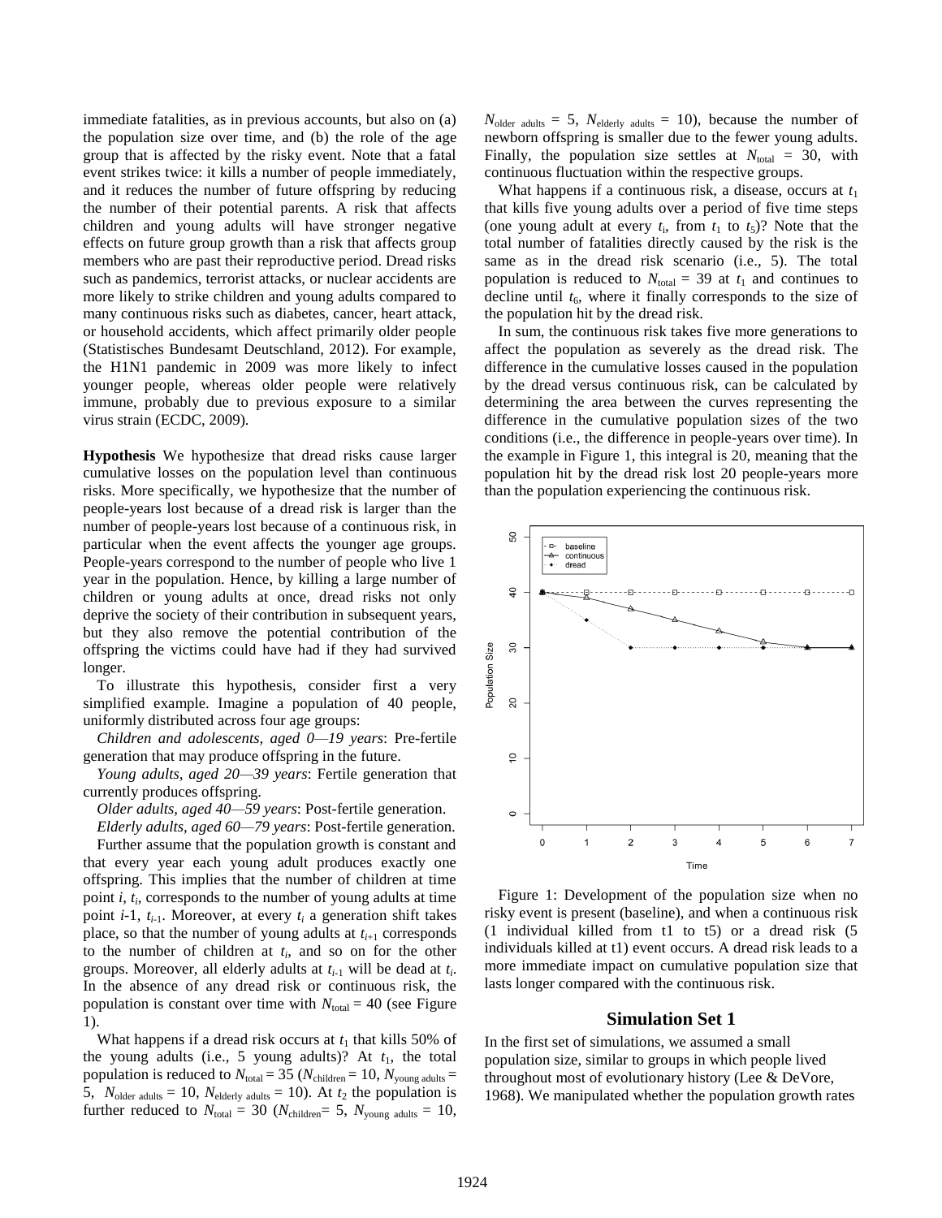immediate fatalities, as in previous accounts, but also on (a) the population size over time, and (b) the role of the age group that is affected by the risky event. Note that a fatal event strikes twice: it kills a number of people immediately, and it reduces the number of future offspring by reducing the number of their potential parents. A risk that affects children and young adults will have stronger negative effects on future group growth than a risk that affects group members who are past their reproductive period. Dread risks such as pandemics, terrorist attacks, or nuclear accidents are more likely to strike children and young adults compared to many continuous risks such as diabetes, cancer, heart attack, or household accidents, which affect primarily older people (Statistisches Bundesamt Deutschland, 2012). For example, the H1N1 pandemic in 2009 was more likely to infect younger people, whereas older people were relatively immune, probably due to previous exposure to a similar virus strain (ECDC, 2009).

**Hypothesis** We hypothesize that dread risks cause larger cumulative losses on the population level than continuous risks. More specifically, we hypothesize that the number of people-years lost because of a dread risk is larger than the number of people-years lost because of a continuous risk, in particular when the event affects the younger age groups. People-years correspond to the number of people who live 1 year in the population. Hence, by killing a large number of children or young adults at once, dread risks not only deprive the society of their contribution in subsequent years, but they also remove the potential contribution of the offspring the victims could have had if they had survived longer.

To illustrate this hypothesis, consider first a very simplified example. Imagine a population of 40 people, uniformly distributed across four age groups:

*Children and adolescents, aged 0—19 years*: Pre-fertile generation that may produce offspring in the future.

*Young adults, aged 20—39 years*: Fertile generation that currently produces offspring.

*Older adults, aged 40—59 years*: Post-fertile generation.

*Elderly adults, aged 60—79 years*: Post-fertile generation.

Further assume that the population growth is constant and that every year each young adult produces exactly one offspring. This implies that the number of children at time point $i$, $t_i$, corresponds to the number of young adults at time point $i$-1, $t_{i-1}$. Moreover, at every $t_i$ a generation shift takes place, so that the number of young adults at $t_{i+1}$ corresponds to the number of children at $t_i$, and so on for the other groups. Moreover, all elderly adults at $t_{i-1}$ will be dead at $t_i$. In the absence of any dread risk or continuous risk, the population is constant over time with $N_{\text{total}} = 40$ (see Figure 1).

What happens if a dread risk occurs at $t_1$ that kills 50% of the young adults (i.e., 5 young adults)? At $t_1$, the total population is reduced to $N_{\text{total}} = 35$ ($N_{\text{children}} = 10$, $N_{\text{young adults}} = 5$, $N_{\text{older adults}} = 10$, $N_{\text{elderly adults}} = 10$). At $t_2$ the population is further reduced to $N_{\text{total}} = 30$ ($N_{\text{children}} = 5$, $N_{\text{young adults}} = 10$, $N_{\text{older adults}} = 5$, $N_{\text{elderly adults}} = 10$), because the number of newborn offspring is smaller due to the fewer young adults. Finally, the population size settles at $N_{\text{total}} = 30$, with continuous fluctuation within the respective groups.

What happens if a continuous risk, a disease, occurs at $t_1$ that kills five young adults over a period of five time steps (one young adult at every $t_i$, from $t_1$ to $t_5$)? Note that the total number of fatalities directly caused by the risk is the same as in the dread risk scenario (i.e., 5). The total population is reduced to $N_{\text{total}} = 39$ at $t_1$ and continues to decline until $t_6$, where it finally corresponds to the size of the population hit by the dread risk.

In sum, the continuous risk takes five more generations to affect the population as severely as the dread risk. The difference in the cumulative losses caused in the population by the dread versus continuous risk, can be calculated by determining the area between the curves representing the difference in the cumulative population sizes of the two conditions (i.e., the difference in people-years over time). In the example in Figure 1, this integral is 20, meaning that the population hit by the dread risk lost 20 people-years more than the population experiencing the continuous risk.

Figure 1: Development of the population size when no risky event is present (baseline), and when a continuous risk (1 individual killed from t1 to t5) or a dread risk (5 individuals killed at t1) event occurs. A dread risk leads to a more immediate impact on cumulative population size that lasts longer compared with the continuous risk.

## Simulation Set 1

In the first set of simulations, we assumed a small population size, similar to groups in which people lived throughout most of evolutionary history (Lee & DeVore, 1968). We manipulated whether the population growth rates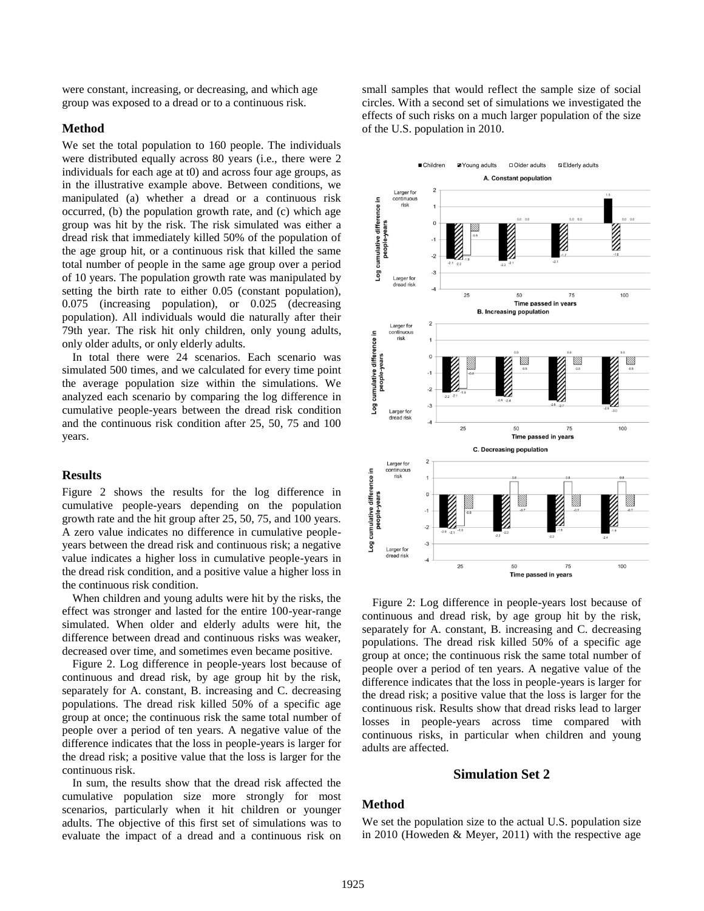were constant, increasing, or decreasing, and which age group was exposed to a dread or to a continuous risk.

### Method

We set the total population to 160 people. The individuals were distributed equally across 80 years (i.e., there were 2 individuals for each age at t0) and across four age groups, as in the illustrative example above. Between conditions, we manipulated (a) whether a dread or a continuous risk occurred, (b) the population growth rate, and (c) which age group was hit by the risk. The risk simulated was either a dread risk that immediately killed 50% of the population of the age group hit, or a continuous risk that killed the same total number of people in the same age group over a period of 10 years. The population growth rate was manipulated by setting the birth rate to either 0.05 (constant population), 0.075 (increasing population), or 0.025 (decreasing population). All individuals would die naturally after their 79th year. The risk hit only children, only young adults, only older adults, or only elderly adults.

In total there were 24 scenarios. Each scenario was simulated 500 times, and we calculated for every time point the average population size within the simulations. We analyzed each scenario by comparing the log difference in cumulative people-years between the dread risk condition and the continuous risk condition after 25, 50, 75 and 100 years.

### Results

Figure 2 shows the results for the log difference in cumulative people-years depending on the population growth rate and the hit group after 25, 50, 75, and 100 years. A zero value indicates no difference in cumulative people-years between the dread risk and continuous risk; a negative value indicates a higher loss in cumulative people-years in the dread risk condition, and a positive value a higher loss in the continuous risk condition.

When children and young adults were hit by the risks, the effect was stronger and lasted for the entire 100-year-range simulated. When older and elderly adults were hit, the difference between dread and continuous risks was weaker, decreased over time, and sometimes even became positive.

Figure 2. Log difference in people-years lost because of continuous and dread risk, by age group hit by the risk, separately for A. constant, B. increasing and C. decreasing populations. The dread risk killed 50% of a specific age group at once; the continuous risk the same total number of people over a period of ten years. A negative value of the difference indicates that the loss in people-years is larger for the dread risk; a positive value that the loss is larger for the continuous risk.

In sum, the results show that the dread risk affected the cumulative population size more strongly for most scenarios, particularly when it hit children or younger adults. The objective of this first set of simulations was to evaluate the impact of a dread and a continuous risk on small samples that would reflect the sample size of social circles. With a second set of simulations we investigated the effects of such risks on a much larger population of the size of the U.S. population in 2010.

Figure 2: Log difference in people-years lost because of continuous and dread risk, by age group hit by the risk, separately for A. constant, B. increasing and C. decreasing populations. The dread risk killed 50% of a specific age group at once; the continuous risk the same total number of people over a period of ten years. A negative value of the difference indicates that the loss in people-years is larger for the dread risk; a positive value that the loss is larger for the continuous risk. Results show that dread risks lead to larger losses in people-years across time compared with continuous risks, in particular when children and young adults are affected.

## Simulation Set 2

### Method

We set the population size to the actual U.S. population size in 2010 (Howeden & Meyer, 2011) with the respective age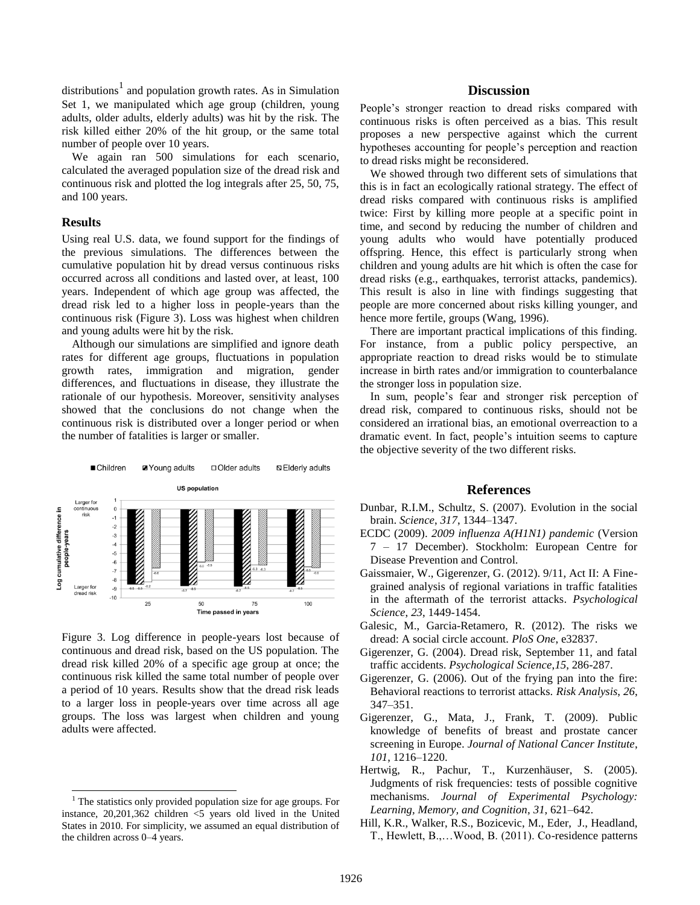distributions[1] and population growth rates. As in Simulation Set 1, we manipulated which age group (children, young adults, older adults, elderly adults) was hit by the risk. The risk killed either 20% of the hit group, or the same total number of people over 10 years.

We again ran 500 simulations for each scenario, calculated the averaged population size of the dread risk and continuous risk and plotted the log integrals after 25, 50, 75, and 100 years.

### Results

Using real U.S. data, we found support for the findings of the previous simulations. The differences between the cumulative population hit by dread versus continuous risks occurred across all conditions and lasted over, at least, 100 years. Independent of which age group was affected, the dread risk led to a higher loss in people-years than the continuous risk (Figure 3). Loss was highest when children and young adults were hit by the risk.

Although our simulations are simplified and ignore death rates for different age groups, fluctuations in population growth rates, immigration and migration, gender differences, and fluctuations in disease, they illustrate the rationale of our hypothesis. Moreover, sensitivity analyses showed that the conclusions do not change when the continuous risk is distributed over a longer period or when the number of fatalities is larger or smaller.

Figure 3. Log difference in people-years lost because of continuous and dread risk, based on the US population. The dread risk killed 20% of a specific age group at once; the continuous risk killed the same total number of people over a period of 10 years. Results show that the dread risk leads to a larger loss in people-years over time across all age groups. The loss was largest when children and young adults were affected.

[1] The statistics only provided population size for age groups. For instance, 20,201,362 children <5 years old lived in the United States in 2010. For simplicity, we assumed an equal distribution of the children across 0–4 years.

## Discussion

People's stronger reaction to dread risks compared with continuous risks is often perceived as a bias. This result proposes a new perspective against which the current hypotheses accounting for people's perception and reaction to dread risks might be reconsidered.

We showed through two different sets of simulations that this is in fact an ecologically rational strategy. The effect of dread risks compared with continuous risks is amplified twice: First by killing more people at a specific point in time, and second by reducing the number of children and young adults who would have potentially produced offspring. Hence, this effect is particularly strong when children and young adults are hit which is often the case for dread risks (e.g., earthquakes, terrorist attacks, pandemics). This result is also in line with findings suggesting that people are more concerned about risks killing younger, and hence more fertile, groups (Wang, 1996).

There are important practical implications of this finding. For instance, from a public policy perspective, an appropriate reaction to dread risks would be to stimulate increase in birth rates and/or immigration to counterbalance the stronger loss in population size.

In sum, people's fear and stronger risk perception of dread risk, compared to continuous risks, should not be considered an irrational bias, an emotional overreaction to a dramatic event. In fact, people's intuition seems to capture the objective severity of the two different risks.

## References

Dunbar, R.I.M., Schultz, S. (2007). Evolution in the social brain. *Science*, *317*, 1344–1347.

ECDC (2009). *2009 influenza A(H1N1) pandemic* (Version 7 – 17 December). Stockholm: European Centre for Disease Prevention and Control.

Gaissmaier, W., Gigerenzer, G. (2012). 9/11, Act II: A Fine-grained analysis of regional variations in traffic fatalities in the aftermath of the terrorist attacks. *Psychological Science*, *23*, 1449-1454.

Galesic, M., Garcia-Retamero, R. (2012). The risks we dread: A social circle account. *PloS One*, e32837.

Gigerenzer, G. (2004). Dread risk, September 11, and fatal traffic accidents. *Psychological Science*,*15*, 286-287.

Gigerenzer, G. (2006). Out of the frying pan into the fire: Behavioral reactions to terrorist attacks. *Risk Analysis*, *26*, 347–351.

Gigerenzer, G., Mata, J., Frank, T. (2009). Public knowledge of benefits of breast and prostate cancer screening in Europe. *Journal of National Cancer Institute*, *101*, 1216–1220.

Hertwig, R., Pachur, T., Kurzenhäuser, S. (2005). Judgments of risk frequencies: tests of possible cognitive mechanisms. *Journal of Experimental Psychology: Learning, Memory, and Cognition*, *31*, 621–642.

Hill, K.R., Walker, R.S., Bozicevic, M., Eder, J., Headland, T., Hewlett, B.,…Wood, B. (2011). Co-residence patterns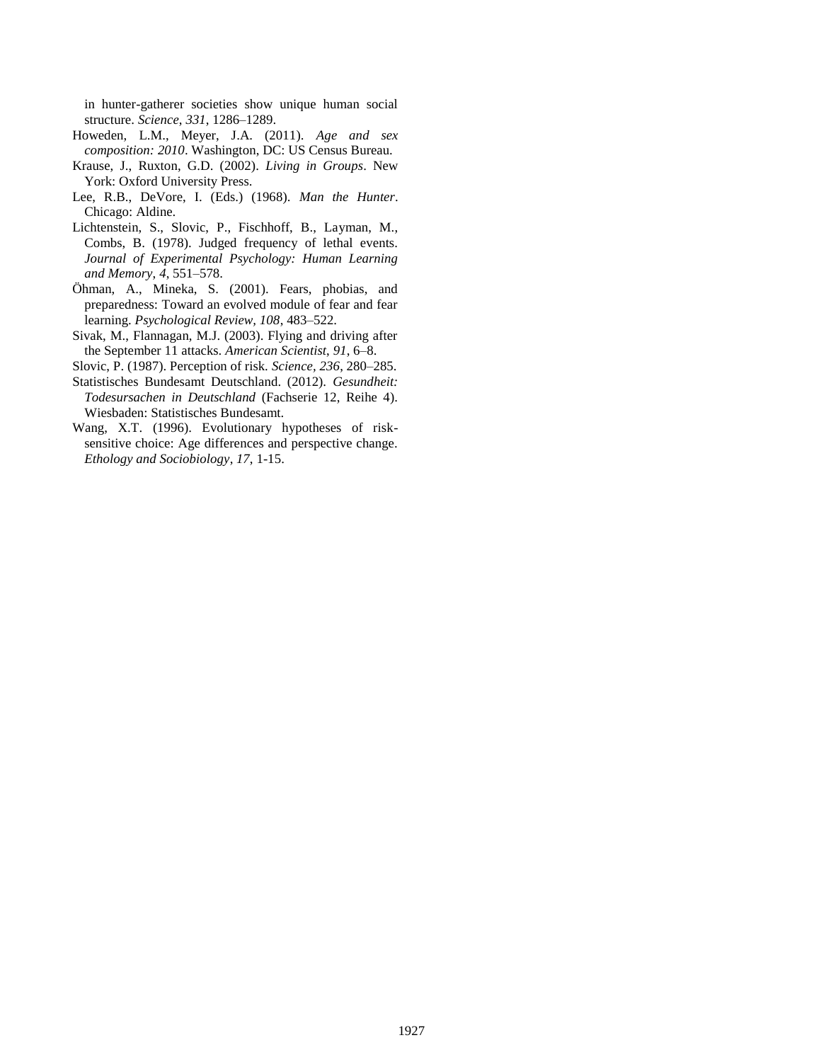in hunter-gatherer societies show unique human social structure. *Science*, *331*, 1286–1289.

Howeden, L.M., Meyer, J.A. (2011). *Age and sex composition: 2010*. Washington, DC: US Census Bureau.

Krause, J., Ruxton, G.D. (2002). *Living in Groups*. New York: Oxford University Press.

Lee, R.B., DeVore, I. (Eds.) (1968). *Man the Hunter*. Chicago: Aldine.

Lichtenstein, S., Slovic, P., Fischhoff, B., Layman, M., Combs, B. (1978). Judged frequency of lethal events. *Journal of Experimental Psychology: Human Learning and Memory*, *4*, 551–578.

Öhman, A., Mineka, S. (2001). Fears, phobias, and preparedness: Toward an evolved module of fear and fear learning. *Psychological Review*, *108*, 483–522.

Sivak, M., Flannagan, M.J. (2003). Flying and driving after the September 11 attacks. *American Scientist*, *91*, 6–8.

Slovic, P. (1987). Perception of risk. *Science*, *236*, 280–285.

Statistisches Bundesamt Deutschland. (2012). *Gesundheit: Todesursachen in Deutschland* (Fachserie 12, Reihe 4). Wiesbaden: Statistisches Bundesamt.

Wang, X.T. (1996). Evolutionary hypotheses of risk-sensitive choice: Age differences and perspective change. *Ethology and Sociobiology*, *17*, 1-15.